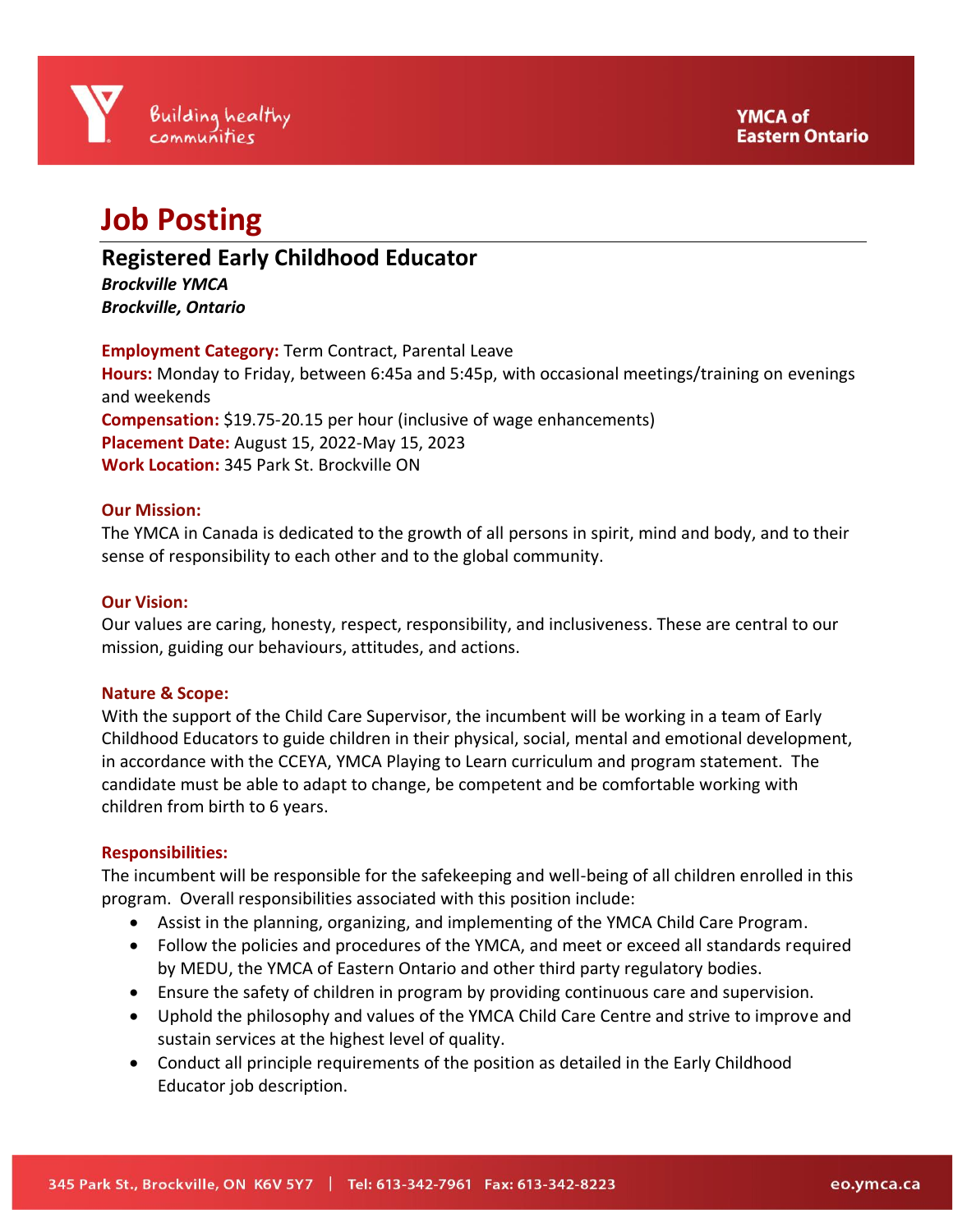# Job Posting

## Registered Early Childhood Educator

***Brockville YMCA***
***Brockville, Ontario***

**Employment Category:** Term Contract, Parental Leave
**Hours:** Monday to Friday, between 6:45a and 5:45p, with occasional meetings/training on evenings and weekends
**Compensation:** $19.75-20.15 per hour (inclusive of wage enhancements)
**Placement Date:** August 15, 2022-May 15, 2023
**Work Location:** 345 Park St. Brockville ON

**Our Mission:**
The YMCA in Canada is dedicated to the growth of all persons in spirit, mind and body, and to their sense of responsibility to each other and to the global community.

**Our Vision:**
Our values are caring, honesty, respect, responsibility, and inclusiveness. These are central to our mission, guiding our behaviours, attitudes, and actions.

**Nature & Scope:**
With the support of the Child Care Supervisor, the incumbent will be working in a team of Early Childhood Educators to guide children in their physical, social, mental and emotional development, in accordance with the CCEYA, YMCA Playing to Learn curriculum and program statement. The candidate must be able to adapt to change, be competent and be comfortable working with children from birth to 6 years.

**Responsibilities:**
The incumbent will be responsible for the safekeeping and well-being of all children enrolled in this program. Overall responsibilities associated with this position include:

- Assist in the planning, organizing, and implementing of the YMCA Child Care Program.
- Follow the policies and procedures of the YMCA, and meet or exceed all standards required by MEDU, the YMCA of Eastern Ontario and other third party regulatory bodies.
- Ensure the safety of children in program by providing continuous care and supervision.
- Uphold the philosophy and values of the YMCA Child Care Centre and strive to improve and sustain services at the highest level of quality.
- Conduct all principle requirements of the position as detailed in the Early Childhood Educator job description.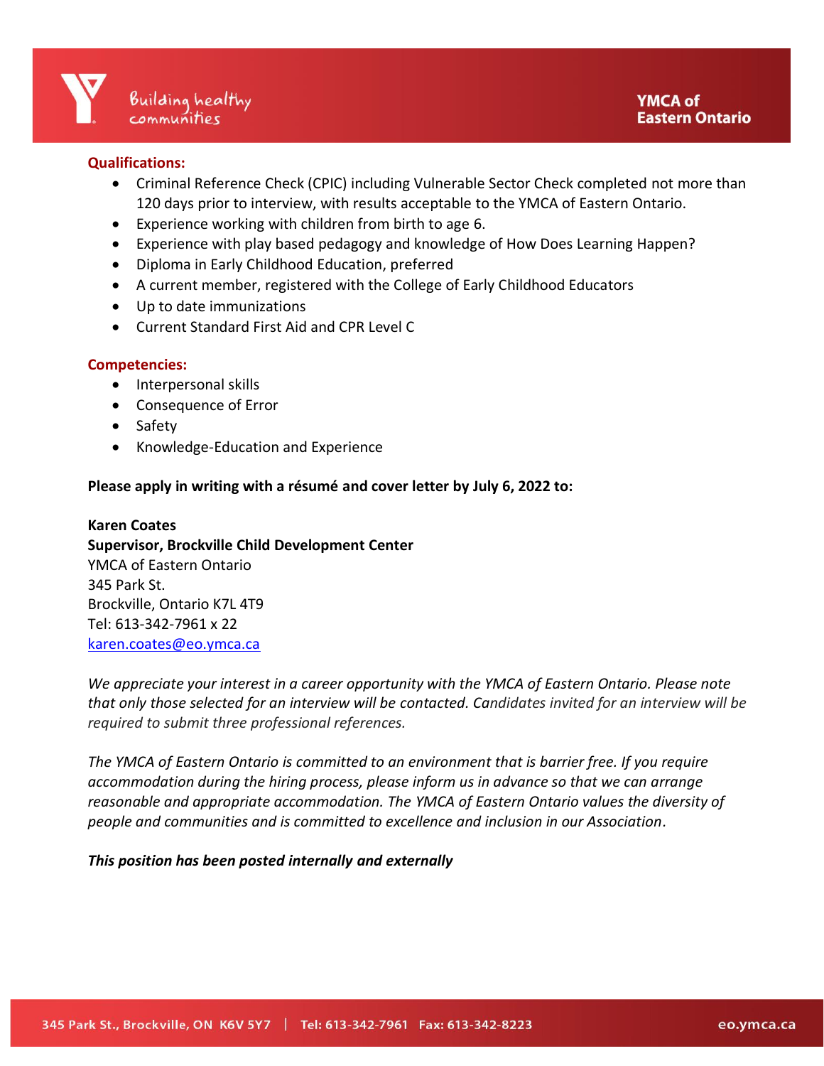**Qualifications:**

- Criminal Reference Check (CPIC) including Vulnerable Sector Check completed not more than 120 days prior to interview, with results acceptable to the YMCA of Eastern Ontario.
- Experience working with children from birth to age 6.
- Experience with play based pedagogy and knowledge of How Does Learning Happen?
- Diploma in Early Childhood Education, preferred
- A current member, registered with the College of Early Childhood Educators
- Up to date immunizations
- Current Standard First Aid and CPR Level C

**Competencies:**

- Interpersonal skills
- Consequence of Error
- Safety
- Knowledge-Education and Experience

**Please apply in writing with a résumé and cover letter by July 6, 2022 to:**

**Karen Coates**
**Supervisor, Brockville Child Development Center**
YMCA of Eastern Ontario
345 Park St.
Brockville, Ontario K7L 4T9
Tel: 613-342-7961 x 22
karen.coates@eo.ymca.ca

*We appreciate your interest in a career opportunity with the YMCA of Eastern Ontario. Please note that only those selected for an interview will be contacted. Candidates invited for an interview will be required to submit three professional references.*

*The YMCA of Eastern Ontario is committed to an environment that is barrier free. If you require accommodation during the hiring process, please inform us in advance so that we can arrange reasonable and appropriate accommodation. The YMCA of Eastern Ontario values the diversity of people and communities and is committed to excellence and inclusion in our Association.*

***This position has been posted internally and externally***